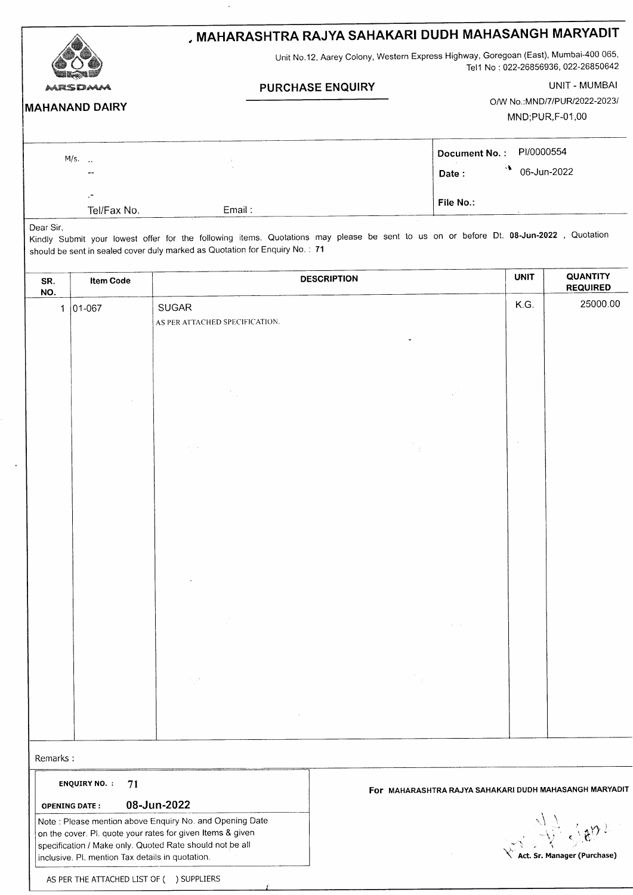# MAHARASHTRA RAJYA SAHAKARI DUDH MAHASANGH MARYADIT

MRSDMM

**MAHANAND DAIRY**

Unit No.12, Aarey Colony, Western Express Highway, Goregoan (East), Mumbai-400 065,
Tel1 No : 022-26856936, 022-26850642

## PURCHASE ENQUIRY

UNIT - MUMBAI
O/W No.:MND/7/PUR/2022-2023/
MND;PUR,F-01,00

M/s. ..
--
.-
Tel/Fax No. Email :

**Document No. :** PI/0000554
**Date :** 06-Jun-2022
**File No.:**

Dear Sir,
Kindly Submit your lowest offer for the following items. Quotations may please be sent to us on or before Dt. **08-Jun-2022** , Quotation should be sent in sealed cover duly marked as Quotation for Enquiry No. : **71**

| SR. NO. | Item Code | DESCRIPTION | UNIT | QUANTITY REQUIRED |
|---|---|---|---|---|
| 1 | 01-067 | SUGAR<br>AS PER ATTACHED SPECIFICATION. | K.G. | 25000.00 |

Remarks :

**ENQUIRY NO. :** 71
**OPENING DATE :** 08-Jun-2022

Note : Please mention above Enquiry No. and Opening Date on the cover. Pl. quote your rates for given Items & given specification / Make only. Quoted Rate should not be all inclusive. Pl. mention Tax details in quotation.

**For** MAHARASHTRA RAJYA SAHAKARI DUDH MAHASANGH MARYADIT

**Act. Sr. Manager (Purchase)**

AS PER THE ATTACHED LIST OF (  ) SUPPLIERS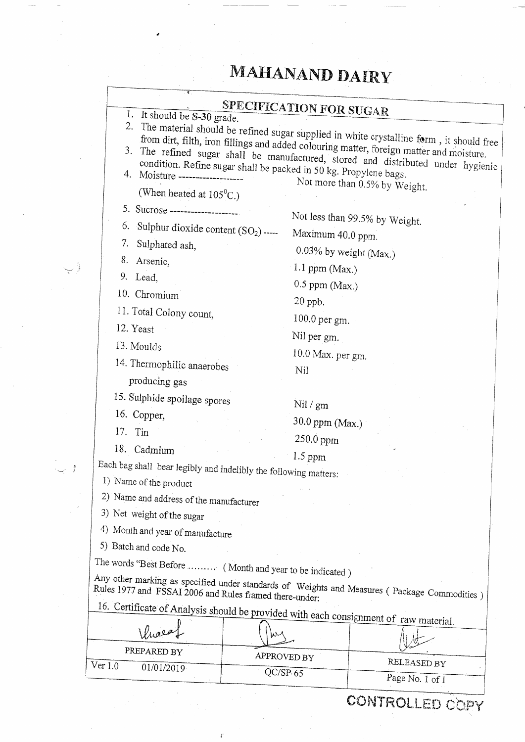# MAHANAND DAIRY

## SPECIFICATION FOR SUGAR

1. It should be **S-30** grade.
2. The material should be refined sugar supplied in white crystalline form , it should free from dirt, filth, iron fillings and added colouring matter, foreign matter and moisture.
3. The refined sugar shall be manufactured, stored and distributed under hygienic condition. Refine sugar shall be packed in 50 kg. Propylene bags.

| | |
|---|---|
| 4. Moisture ------------------ (When heated at 105$^0$C.) | Not more than 0.5% by Weight. |
| 5. Sucrose ------------------- | Not less than 99.5% by Weight. |
| 6. Sulphur dioxide content ($SO_2$) ----- | Maximum 40.0 ppm. |
| 7. Sulphated ash, | 0.03% by weight (Max.) |
| 8. Arsenic, | 1.1 ppm (Max.) |
| 9. Lead, | 0.5 ppm (Max.) |
| 10. Chromium | 20 ppb. |
| 11. Total Colony count, | 100.0 per gm. |
| 12. Yeast | Nil per gm. |
| 13. Moulds | 10.0 Max. per gm. |
| 14. Thermophilic anaerobes producing gas | Nil |
| 15. Sulphide spoilage spores | Nil / gm |
| 16. Copper, | 30.0 ppm (Max.) |
| 17. Tin | 250.0 ppm |
| 18. Cadmium | 1.5 ppm |

Each bag shall bear legibly and indelibly the following matters:

1) Name of the product
2) Name and address of the manufacturer
3) Net weight of the sugar
4) Month and year of manufacture
5) Batch and code No.

The words "Best Before ......... ( Month and year to be indicated )

Any other marking as specified under standards of Weights and Measures ( Package Commodities ) Rules 1977 and FSSAI 2006 and Rules framed there-under:

16. Certificate of Analysis should be provided with each consignment of raw material.

| PREPARED BY | APPROVED BY | RELEASED BY |
|---|---|---|
| Ver 1.0 01/01/2019 | QC/SP-65 | Page No. 1 of 1 |

CONTROLLED COPY